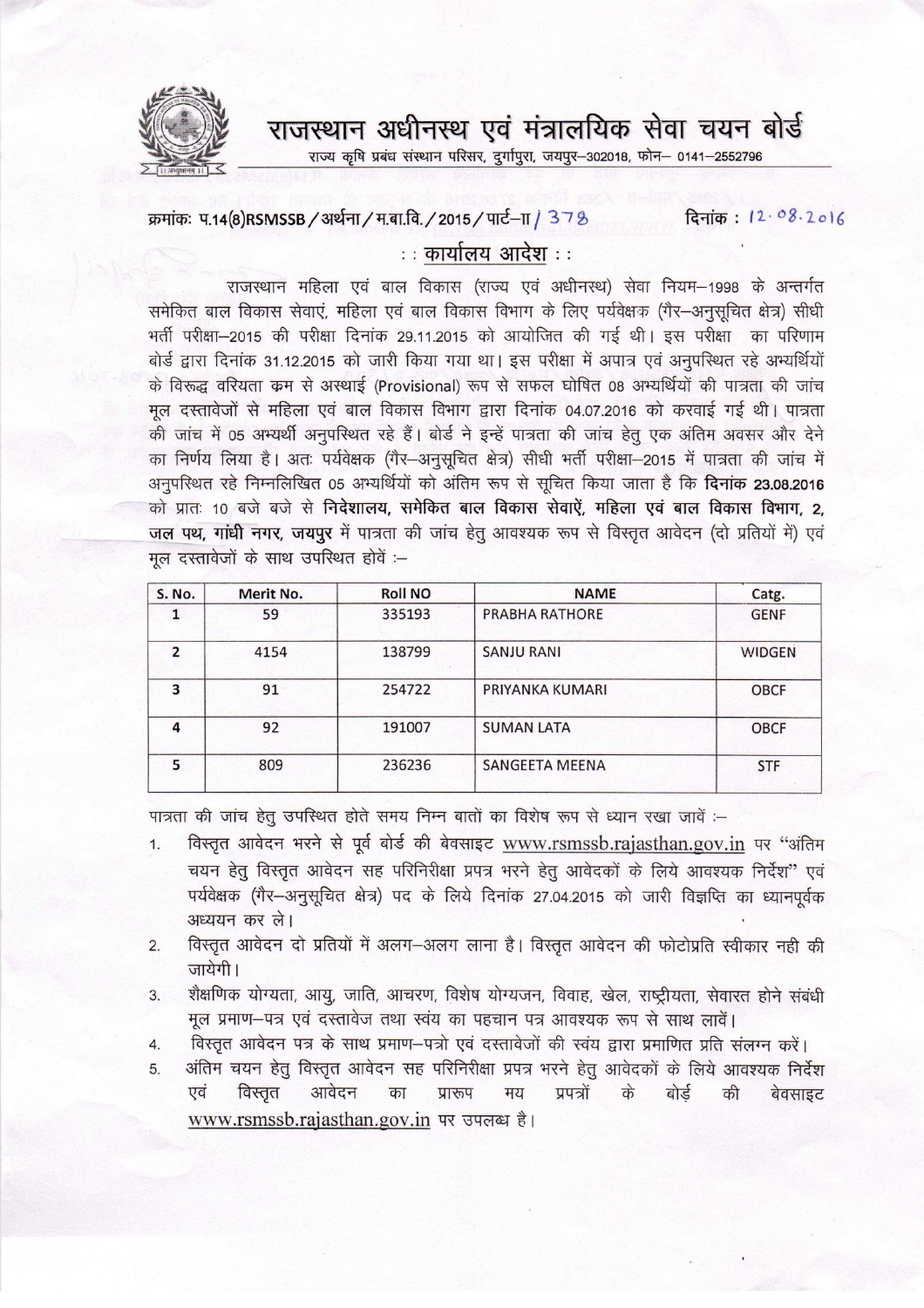# राजस्थान अधीनस्थ एवं मंत्रालयिक सेवा चयन बोर्ड

राज्य कृषि प्रबंध संस्थान परिसर, दुर्गापुरा, जयपुर–302018, फोन– 0141–2552796

क्रमांकः प.14(8)RSMSSB/अर्थना/म.बा.वि./2015/पार्ट–II/378 दिनांक : 12.08.2016

## : : कार्यालय आदेश : :

राजस्थान महिला एवं बाल विकास (राज्य एवं अधीनस्थ) सेवा नियम–1998 के अन्तर्गत समेकित बाल विकास सेवाएं, महिला एवं बाल विकास विभाग के लिए पर्यवेक्षक (गैर–अनुसूचित क्षेत्र) सीधी भर्ती परीक्षा–2015 की परीक्षा दिनांक 29.11.2015 को आयोजित की गई थी। इस परीक्षा का परिणाम बोर्ड द्वारा दिनांक 31.12.2015 को जारी किया गया था। इस परीक्षा में अपात्र एवं अनुपस्थित रहे अभ्यर्थियों के विरूद्ध वरियता क्रम से अस्थाई (Provisional) रूप से सफल घोषित 08 अभ्यर्थियों की पात्रता की जांच मूल दस्तावेजों से महिला एवं बाल विकास विभाग द्वारा दिनांक 04.07.2016 को करवाई गई थी। पात्रता की जांच में 05 अभ्यर्थी अनुपस्थित रहे हैं। बोर्ड ने इन्हें पात्रता की जांच हेतु एक अंतिम अवसर और देने का निर्णय लिया है। अतः पर्यवेक्षक (गैर–अनुसूचित क्षेत्र) सीधी भर्ती परीक्षा–2015 में पात्रता की जांच में अनुपस्थित रहे निम्नलिखित 05 अभ्यर्थियों को अंतिम रूप से सूचित किया जाता है कि **दिनांक 23.08.2016** को प्रातः 10 बजे बजे से **निदेशालय, समेकित बाल विकास सेवाऐं, महिला एवं बाल विकास विभाग, 2, जल पथ, गांधी नगर, जयपुर** में पात्रता की जांच हेतु आवश्यक रूप से विस्तृत आवेदन (दो प्रतियों में) एवं मूल दस्तावेजों के साथ उपस्थित होवें :–

| S. No. | Merit No. | Roll NO | NAME | Catg. |
|---|---|---|---|---|
| 1 | 59 | 335193 | PRABHA RATHORE | GENF |
| 2 | 4154 | 138799 | SANJU RANI | WIDGEN |
| 3 | 91 | 254722 | PRIYANKA KUMARI | OBCF |
| 4 | 92 | 191007 | SUMAN LATA | OBCF |
| 5 | 809 | 236236 | SANGEETA MEENA | STF |

पात्रता की जांच हेतु उपस्थित होते समय निम्न बातों का विशेष रूप से ध्यान रखा जावें :–

1. विस्तृत आवेदन भरने से पूर्व बोर्ड की बेवसाइट www.rsmssb.rajasthan.gov.in पर "अंतिम चयन हेतु विस्तृत आवेदन सह परिनिरीक्षा प्रपत्र भरने हेतु आवेदकों के लिये आवश्यक निर्देश" एवं पर्यवेक्षक (गैर–अनुसूचित क्षेत्र) पद के लिये दिनांक 27.04.2015 को जारी विज्ञप्ति का ध्यानपूर्वक अध्ययन कर ले।
2. विस्तृत आवेदन दो प्रतियों में अलग–अलग लाना है। विस्तृत आवेदन की फोटोप्रति स्वीकार नही की जायेगी।
3. शैक्षणिक योग्यता, आयु, जाति, आचरण, विशेष योग्यजन, विवाह, खेल, राष्ट्रीयता, सेवारत होने संबंधी मूल प्रमाण–पत्र एवं दस्तावेज तथा स्वंय का पहचान पत्र आवश्यक रूप से साथ लावें।
4. विस्तृत आवेदन पत्र के साथ प्रमाण–पत्रो एवं दस्तावेजों की स्वंय द्वारा प्रमाणित प्रति संलग्न करें।
5. अंतिम चयन हेतु विस्तृत आवेदन सह परिनिरीक्षा प्रपत्र भरने हेतु आवेदकों के लिये आवश्यक निर्देश एवं विस्तृत आवेदन का प्रारूप मय प्रपत्रों के बोर्ड की बेवसाइट www.rsmssb.rajasthan.gov.in पर उपलब्ध है।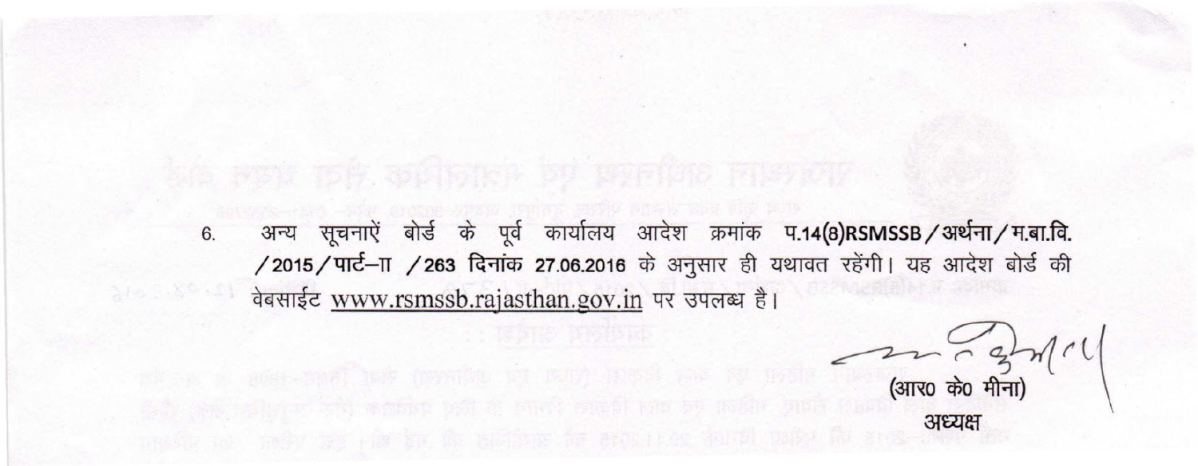6. अन्य सूचनाऐं बोर्ड के पूर्व कार्यालय आदेश क्रमांक **प.14(8)RSMSSB/अर्थना/म.बा.वि./2015/पार्ट–II /263 दिनांक 27.06.2016** के अनुसार ही यथावत रहेंगी। यह आदेश बोर्ड की वेबसाईट www.rsmssb.rajasthan.gov.in पर उपलब्ध है।

(आर0 के0 मीना)

अध्यक्ष